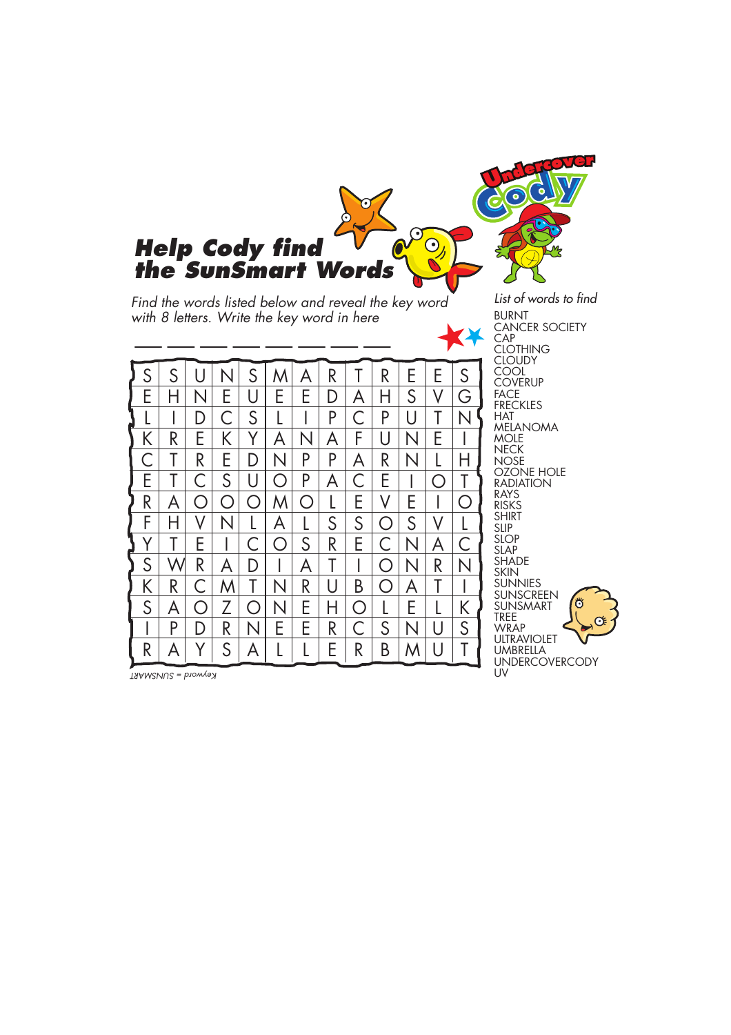# Help Cody find the SunSmart Words

*Find the words listed below and reveal the key word with 8 letters. Write the key word in here*

___ ___ ___ ___ ___ ___ ___ ___

| | | | | | | | | | | | | |
|---|---|---|---|---|---|---|---|---|---|---|---|---|
| S | S | U | N | S | M | A | R | T | R | E | E | S |
| E | H | N | E | U | E | E | D | A | H | S | V | G |
| L | I | D | C | S | L | I | P | C | P | U | T | N |
| K | R | E | K | Y | A | N | A | F | U | N | E | I |
| C | T | R | E | D | N | P | P | A | R | N | L | H |
| E | T | C | S | U | O | P | A | C | E | I | O | T |
| R | A | O | O | O | M | O | L | E | V | E | I | O |
| F | H | V | N | L | A | L | S | S | O | S | V | L |
| Y | T | E | I | C | O | S | R | E | C | N | A | C |
| S | W | R | A | D | I | A | T | I | O | N | R | N |
| K | R | C | M | T | N | R | U | B | O | A | T | I |
| S | A | O | Z | O | N | E | H | O | L | E | L | K |
| I | P | D | R | N | E | E | R | C | S | N | U | S |
| R | A | Y | S | A | L | L | E | R | B | M | U | T |

*Keyword = SUNSMART*

*List of words to find*

BURNT
CANCER SOCIETY
CAP
CLOTHING
CLOUDY
COOL
COVERUP
FACE
FRECKLES
HAT
MELANOMA
MOLE
NECK
NOSE
OZONE HOLE
RADIATION
RAYS
RISKS
SHIRT
SLIP
SLOP
SLAP
SHADE
SKIN
SUNNIES
SUNSCREEN
SUNSMART
TREE
WRAP
ULTRAVIOLET
UMBRELLA
UNDERCOVERCODY
UV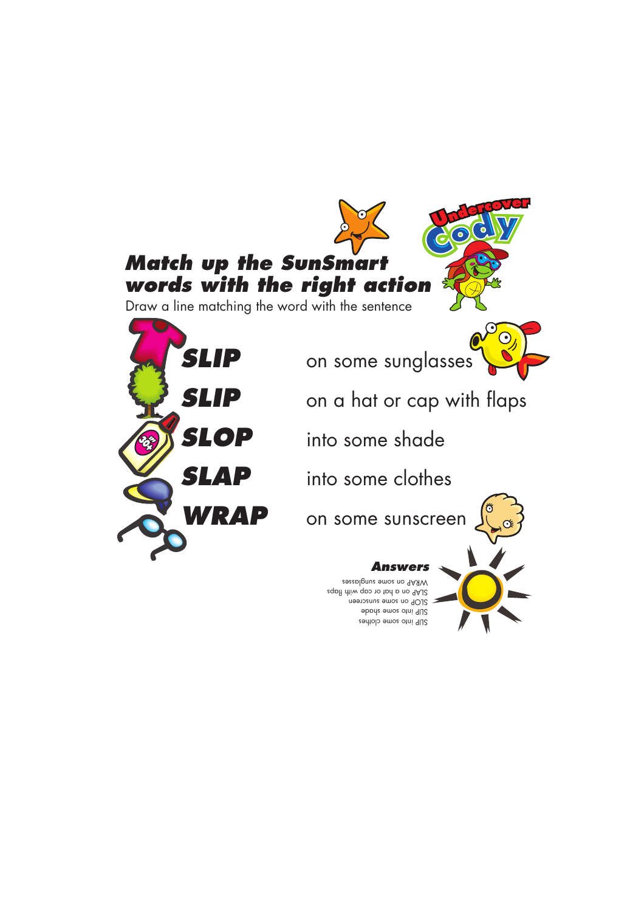## Match up the SunSmart words with the right action

Draw a line matching the word with the sentence

**SLIP** on some sunglasses

**SLIP** on a hat or cap with flaps

**SLOP** into some shade

**SLAP** into some clothes

**WRAP** on some sunscreen

### Answers

SLIP into some clothes
SLIP into some shade
SLOP on some sunscreen
SLAP on a hat or cap with flaps
WRAP on some sunglasses